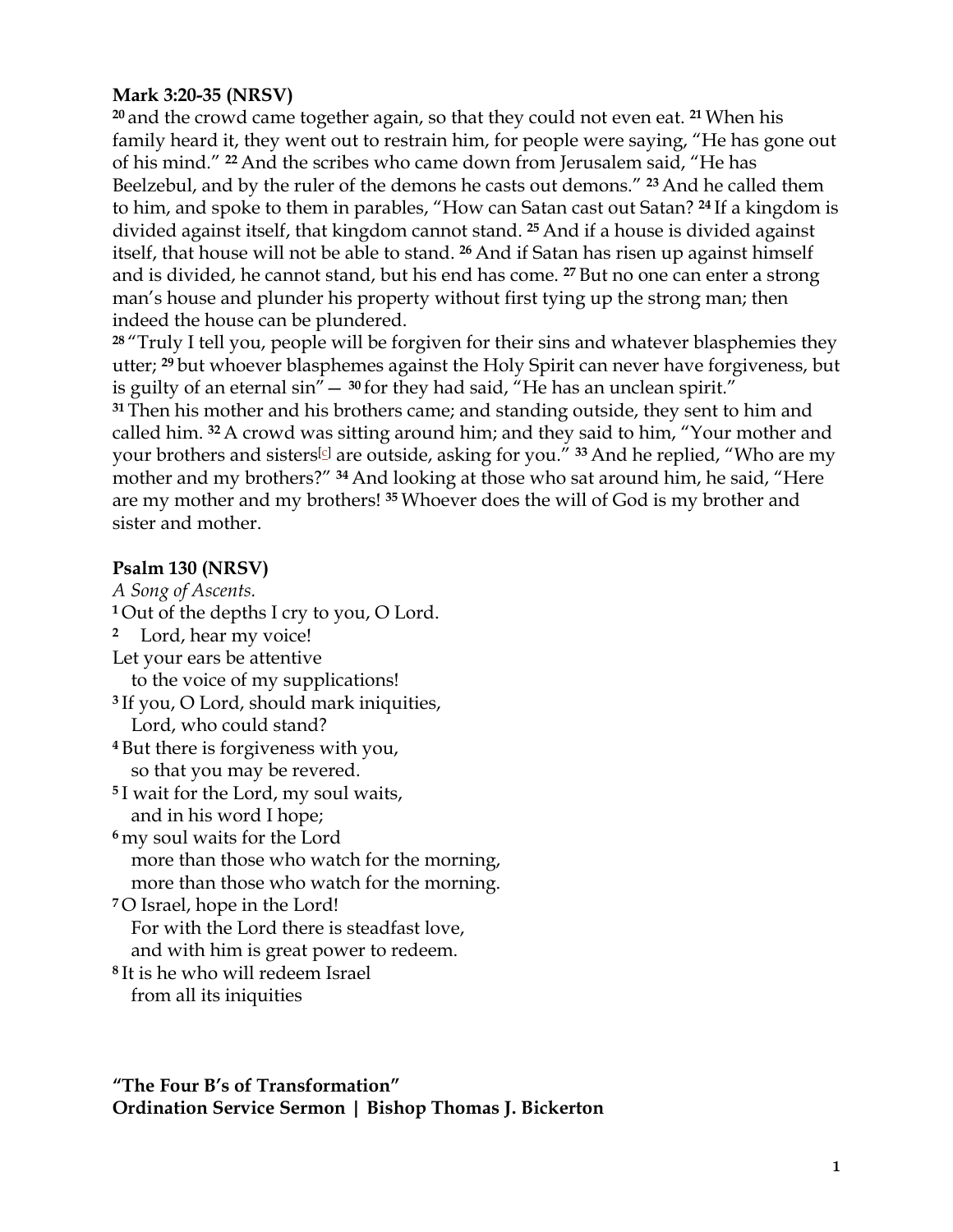**Mark 3:20-35 (NRSV)**

[20] and the crowd came together again, so that they could not even eat. [21] When his family heard it, they went out to restrain him, for people were saying, "He has gone out of his mind." [22] And the scribes who came down from Jerusalem said, "He has Beelzebul, and by the ruler of the demons he casts out demons." [23] And he called them to him, and spoke to them in parables, "How can Satan cast out Satan? [24] If a kingdom is divided against itself, that kingdom cannot stand. [25] And if a house is divided against itself, that house will not be able to stand. [26] And if Satan has risen up against himself and is divided, he cannot stand, but his end has come. [27] But no one can enter a strong man's house and plunder his property without first tying up the strong man; then indeed the house can be plundered.

[28] "Truly I tell you, people will be forgiven for their sins and whatever blasphemies they utter; [29] but whoever blasphemes against the Holy Spirit can never have forgiveness, but is guilty of an eternal sin"— [30] for they had said, "He has an unclean spirit."

[31] Then his mother and his brothers came; and standing outside, they sent to him and called him. [32] A crowd was sitting around him; and they said to him, "Your mother and your brothers and sisters[c] are outside, asking for you." [33] And he replied, "Who are my mother and my brothers?" [34] And looking at those who sat around him, he said, "Here are my mother and my brothers! [35] Whoever does the will of God is my brother and sister and mother.

**Psalm 130 (NRSV)**

*A Song of Ascents.*

[1] Out of the depths I cry to you, O Lord.
[2] Lord, hear my voice!
Let your ears be attentive
to the voice of my supplications!
[3] If you, O Lord, should mark iniquities,
Lord, who could stand?
[4] But there is forgiveness with you,
so that you may be revered.
[5] I wait for the Lord, my soul waits,
and in his word I hope;
[6] my soul waits for the Lord
more than those who watch for the morning,
more than those who watch for the morning.
[7] O Israel, hope in the Lord!
For with the Lord there is steadfast love,
and with him is great power to redeem.
[8] It is he who will redeem Israel
from all its iniquities

**"The Four B's of Transformation"**
**Ordination Service Sermon | Bishop Thomas J. Bickerton**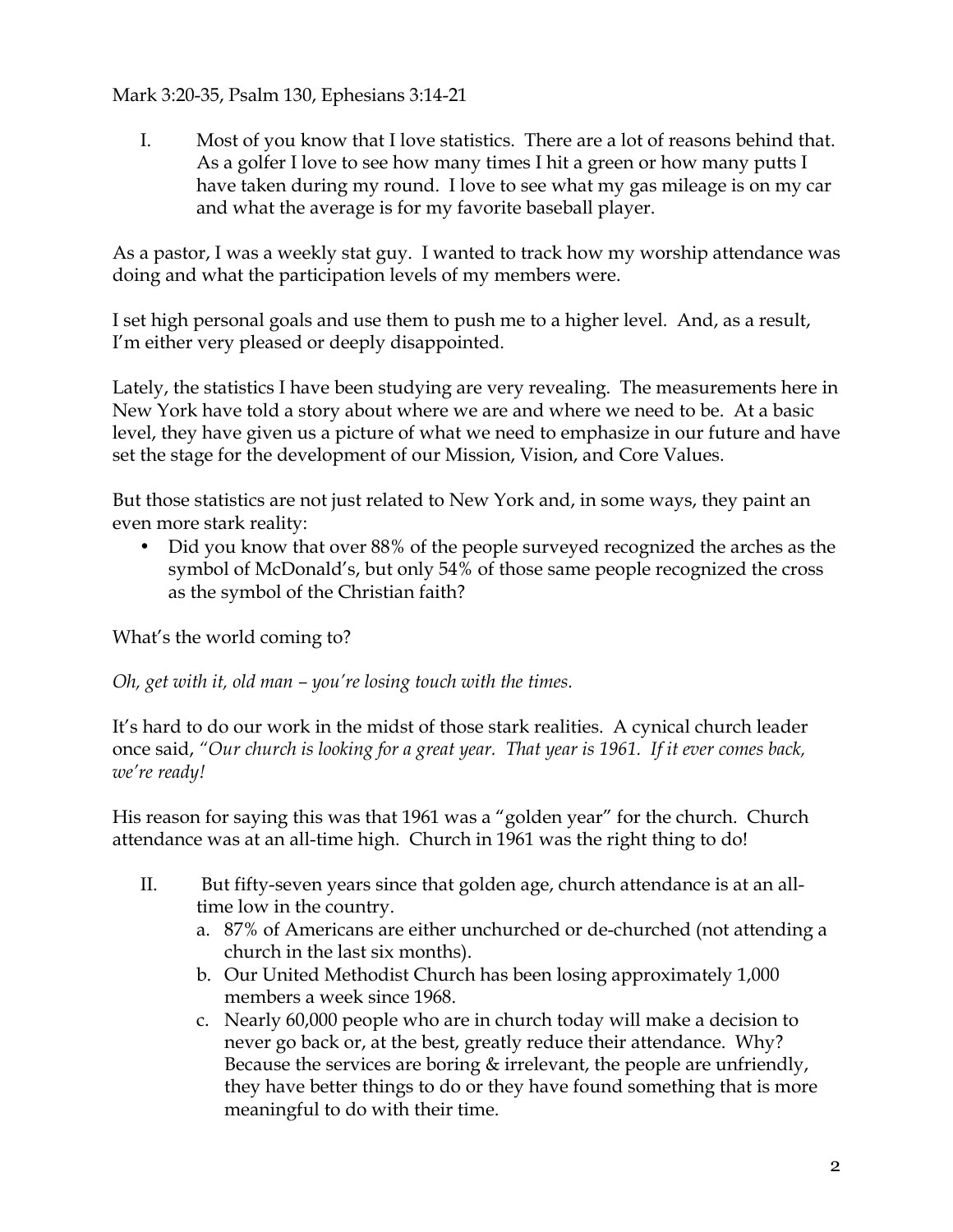Mark 3:20-35, Psalm 130, Ephesians 3:14-21

I. Most of you know that I love statistics. There are a lot of reasons behind that. As a golfer I love to see how many times I hit a green or how many putts I have taken during my round. I love to see what my gas mileage is on my car and what the average is for my favorite baseball player.

As a pastor, I was a weekly stat guy. I wanted to track how my worship attendance was doing and what the participation levels of my members were.

I set high personal goals and use them to push me to a higher level. And, as a result, I'm either very pleased or deeply disappointed.

Lately, the statistics I have been studying are very revealing. The measurements here in New York have told a story about where we are and where we need to be. At a basic level, they have given us a picture of what we need to emphasize in our future and have set the stage for the development of our Mission, Vision, and Core Values.

But those statistics are not just related to New York and, in some ways, they paint an even more stark reality:

- Did you know that over 88% of the people surveyed recognized the arches as the symbol of McDonald's, but only 54% of those same people recognized the cross as the symbol of the Christian faith?

What's the world coming to?

*Oh, get with it, old man – you're losing touch with the times.*

It's hard to do our work in the midst of those stark realities. A cynical church leader once said, *"Our church is looking for a great year. That year is 1961. If it ever comes back, we're ready!*

His reason for saying this was that 1961 was a "golden year" for the church. Church attendance was at an all-time high. Church in 1961 was the right thing to do!

II. But fifty-seven years since that golden age, church attendance is at an all-time low in the country.
   a. 87% of Americans are either unchurched or de-churched (not attending a church in the last six months).
   b. Our United Methodist Church has been losing approximately 1,000 members a week since 1968.
   c. Nearly 60,000 people who are in church today will make a decision to never go back or, at the best, greatly reduce their attendance. Why? Because the services are boring & irrelevant, the people are unfriendly, they have better things to do or they have found something that is more meaningful to do with their time.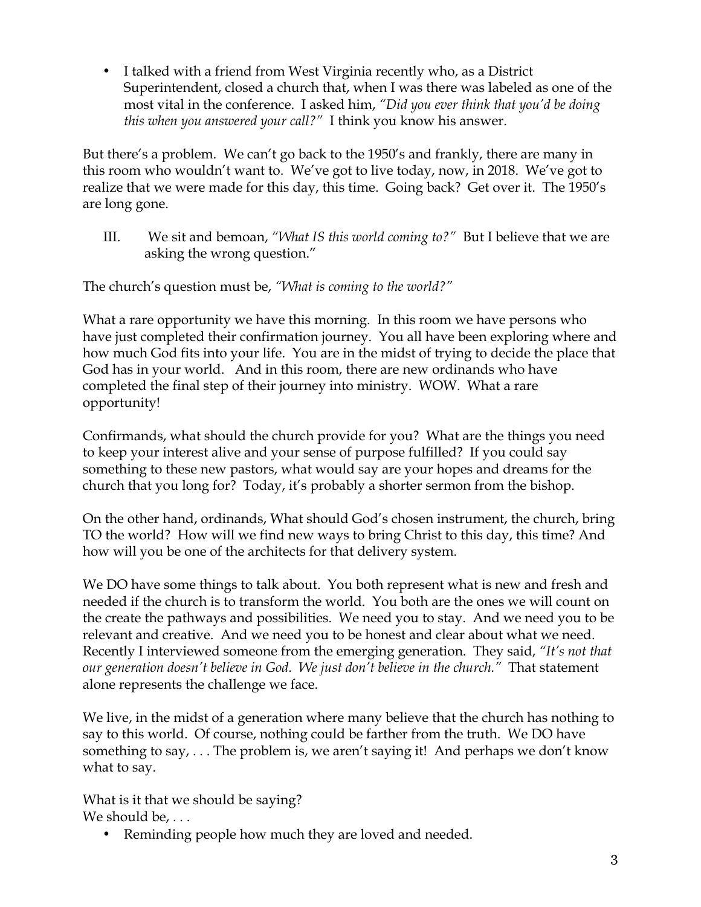- I talked with a friend from West Virginia recently who, as a District Superintendent, closed a church that, when I was there was labeled as one of the most vital in the conference. I asked him, *"Did you ever think that you'd be doing this when you answered your call?"* I think you know his answer.

But there's a problem. We can't go back to the 1950's and frankly, there are many in this room who wouldn't want to. We've got to live today, now, in 2018. We've got to realize that we were made for this day, this time. Going back? Get over it. The 1950's are long gone.

III. We sit and bemoan, *"What IS this world coming to?"* But I believe that we are asking the wrong question."

The church's question must be, *"What is coming to the world?"*

What a rare opportunity we have this morning. In this room we have persons who have just completed their confirmation journey. You all have been exploring where and how much God fits into your life. You are in the midst of trying to decide the place that God has in your world. And in this room, there are new ordinands who have completed the final step of their journey into ministry. WOW. What a rare opportunity!

Confirmands, what should the church provide for you? What are the things you need to keep your interest alive and your sense of purpose fulfilled? If you could say something to these new pastors, what would say are your hopes and dreams for the church that you long for? Today, it's probably a shorter sermon from the bishop.

On the other hand, ordinands, What should God's chosen instrument, the church, bring TO the world? How will we find new ways to bring Christ to this day, this time? And how will you be one of the architects for that delivery system.

We DO have some things to talk about. You both represent what is new and fresh and needed if the church is to transform the world. You both are the ones we will count on the create the pathways and possibilities. We need you to stay. And we need you to be relevant and creative. And we need you to be honest and clear about what we need. Recently I interviewed someone from the emerging generation. They said, *"It's not that our generation doesn't believe in God. We just don't believe in the church."* That statement alone represents the challenge we face.

We live, in the midst of a generation where many believe that the church has nothing to say to this world. Of course, nothing could be farther from the truth. We DO have something to say, . . . The problem is, we aren't saying it! And perhaps we don't know what to say.

What is it that we should be saying?
We should be, . . .

- Reminding people how much they are loved and needed.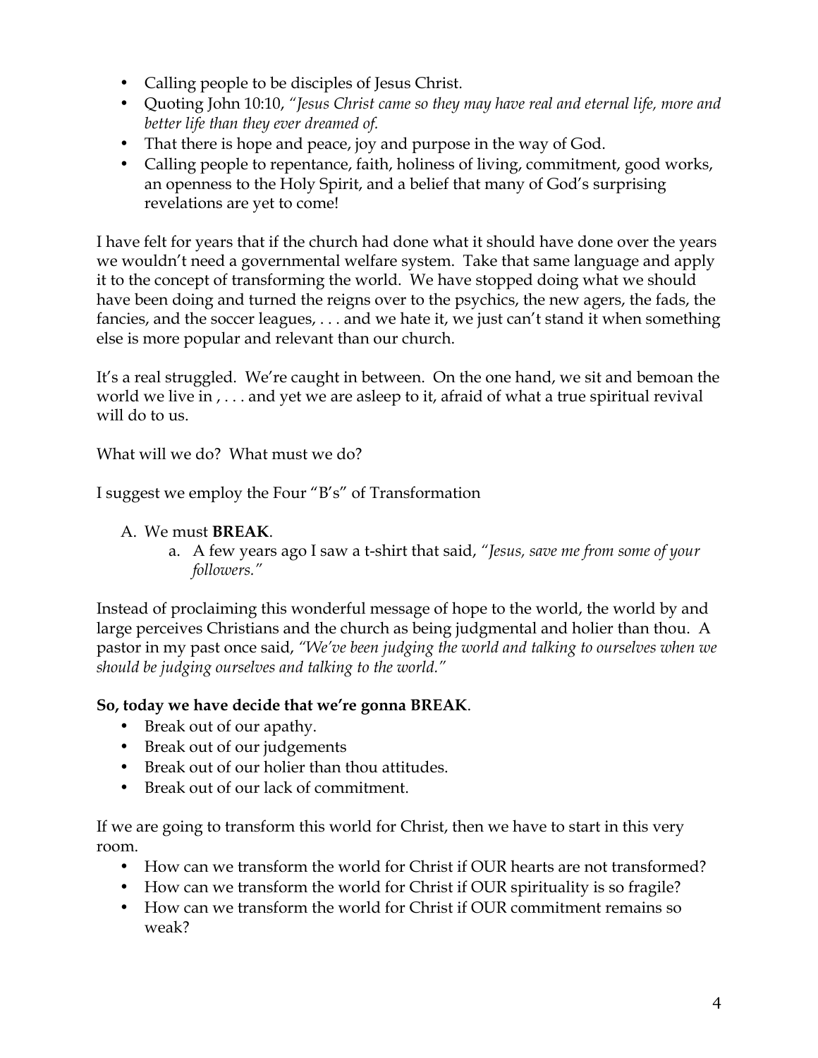- Calling people to be disciples of Jesus Christ.
- Quoting John 10:10, *"Jesus Christ came so they may have real and eternal life, more and better life than they ever dreamed of.*
- That there is hope and peace, joy and purpose in the way of God.
- Calling people to repentance, faith, holiness of living, commitment, good works, an openness to the Holy Spirit, and a belief that many of God's surprising revelations are yet to come!

I have felt for years that if the church had done what it should have done over the years we wouldn't need a governmental welfare system. Take that same language and apply it to the concept of transforming the world. We have stopped doing what we should have been doing and turned the reigns over to the psychics, the new agers, the fads, the fancies, and the soccer leagues, . . . and we hate it, we just can't stand it when something else is more popular and relevant than our church.

It's a real struggled. We're caught in between. On the one hand, we sit and bemoan the world we live in , . . . and yet we are asleep to it, afraid of what a true spiritual revival will do to us.

What will we do? What must we do?

I suggest we employ the Four "B's" of Transformation

A. We must **BREAK**.
   a. A few years ago I saw a t-shirt that said, *"Jesus, save me from some of your followers."*

Instead of proclaiming this wonderful message of hope to the world, the world by and large perceives Christians and the church as being judgmental and holier than thou. A pastor in my past once said, *"We've been judging the world and talking to ourselves when we should be judging ourselves and talking to the world."*

**So, today we have decide that we're gonna BREAK**.

- Break out of our apathy.
- Break out of our judgements
- Break out of our holier than thou attitudes.
- Break out of our lack of commitment.

If we are going to transform this world for Christ, then we have to start in this very room.

- How can we transform the world for Christ if OUR hearts are not transformed?
- How can we transform the world for Christ if OUR spirituality is so fragile?
- How can we transform the world for Christ if OUR commitment remains so weak?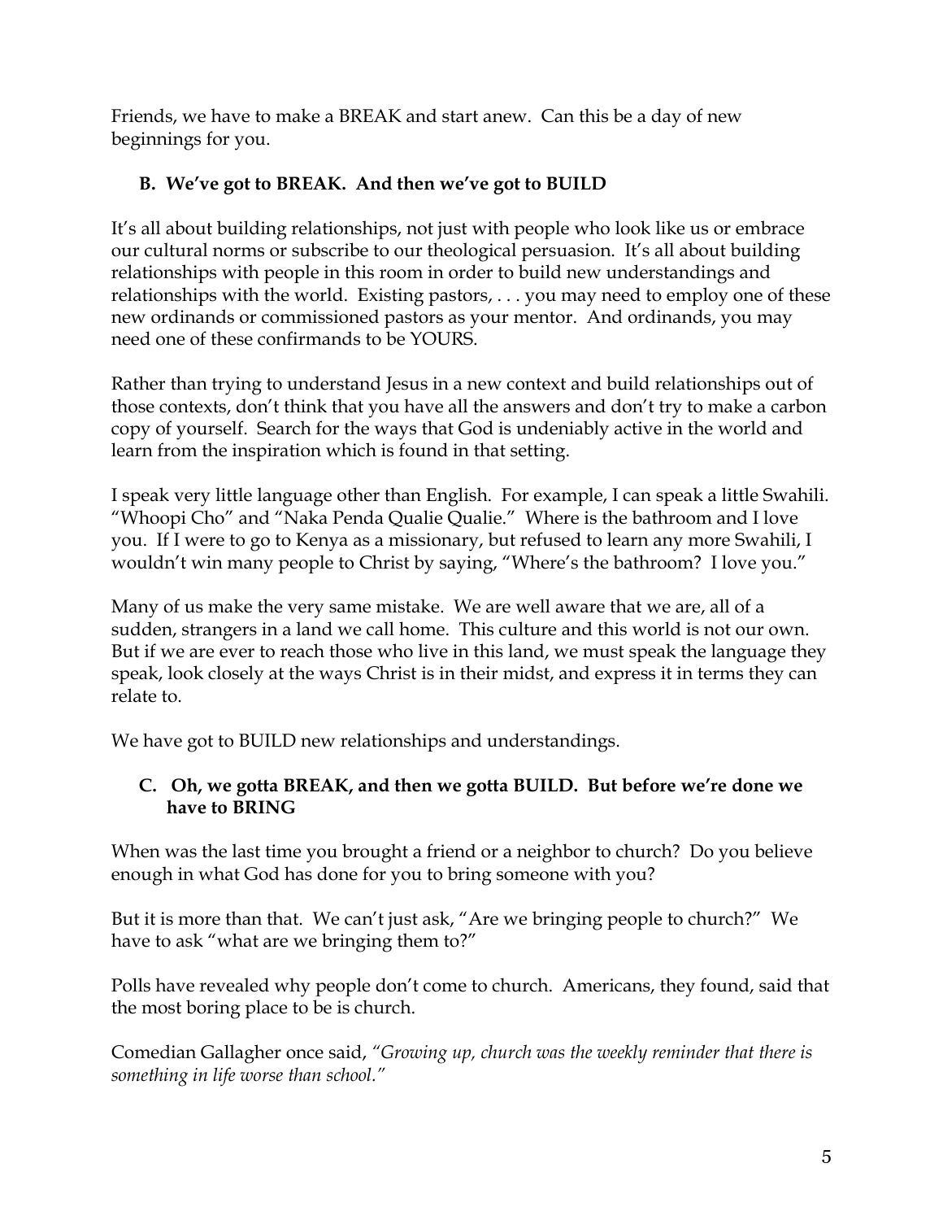Friends, we have to make a BREAK and start anew. Can this be a day of new beginnings for you.

### B. We've got to BREAK. And then we've got to BUILD

It's all about building relationships, not just with people who look like us or embrace our cultural norms or subscribe to our theological persuasion. It's all about building relationships with people in this room in order to build new understandings and relationships with the world. Existing pastors, . . . you may need to employ one of these new ordinands or commissioned pastors as your mentor. And ordinands, you may need one of these confirmands to be YOURS.

Rather than trying to understand Jesus in a new context and build relationships out of those contexts, don't think that you have all the answers and don't try to make a carbon copy of yourself. Search for the ways that God is undeniably active in the world and learn from the inspiration which is found in that setting.

I speak very little language other than English. For example, I can speak a little Swahili. "Whoopi Cho" and "Naka Penda Qualie Qualie." Where is the bathroom and I love you. If I were to go to Kenya as a missionary, but refused to learn any more Swahili, I wouldn't win many people to Christ by saying, "Where's the bathroom? I love you."

Many of us make the very same mistake. We are well aware that we are, all of a sudden, strangers in a land we call home. This culture and this world is not our own. But if we are ever to reach those who live in this land, we must speak the language they speak, look closely at the ways Christ is in their midst, and express it in terms they can relate to.

We have got to BUILD new relationships and understandings.

### C. Oh, we gotta BREAK, and then we gotta BUILD. But before we're done we have to BRING

When was the last time you brought a friend or a neighbor to church? Do you believe enough in what God has done for you to bring someone with you?

But it is more than that. We can't just ask, "Are we bringing people to church?" We have to ask "what are we bringing them to?"

Polls have revealed why people don't come to church. Americans, they found, said that the most boring place to be is church.

Comedian Gallagher once said, *"Growing up, church was the weekly reminder that there is something in life worse than school."*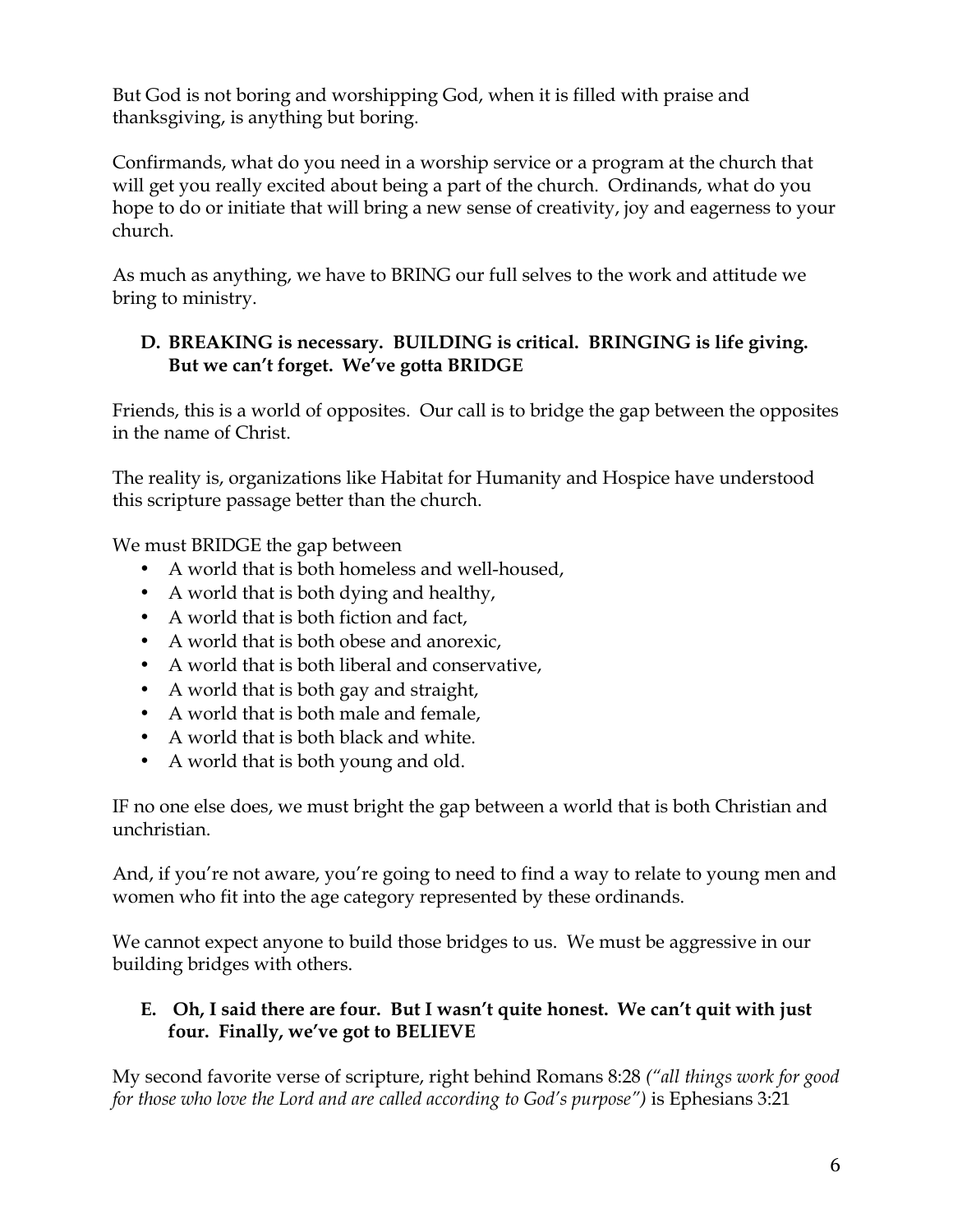But God is not boring and worshipping God, when it is filled with praise and thanksgiving, is anything but boring.

Confirmands, what do you need in a worship service or a program at the church that will get you really excited about being a part of the church. Ordinands, what do you hope to do or initiate that will bring a new sense of creativity, joy and eagerness to your church.

As much as anything, we have to BRING our full selves to the work and attitude we bring to ministry.

**D. BREAKING is necessary. BUILDING is critical. BRINGING is life giving. But we can't forget. We've gotta BRIDGE**

Friends, this is a world of opposites. Our call is to bridge the gap between the opposites in the name of Christ.

The reality is, organizations like Habitat for Humanity and Hospice have understood this scripture passage better than the church.

We must BRIDGE the gap between

- A world that is both homeless and well-housed,
- A world that is both dying and healthy,
- A world that is both fiction and fact,
- A world that is both obese and anorexic,
- A world that is both liberal and conservative,
- A world that is both gay and straight,
- A world that is both male and female,
- A world that is both black and white.
- A world that is both young and old.

IF no one else does, we must bright the gap between a world that is both Christian and unchristian.

And, if you're not aware, you're going to need to find a way to relate to young men and women who fit into the age category represented by these ordinands.

We cannot expect anyone to build those bridges to us. We must be aggressive in our building bridges with others.

**E. Oh, I said there are four. But I wasn't quite honest. We can't quit with just four. Finally, we've got to BELIEVE**

My second favorite verse of scripture, right behind Romans 8:28 *("all things work for good for those who love the Lord and are called according to God's purpose")* is Ephesians 3:21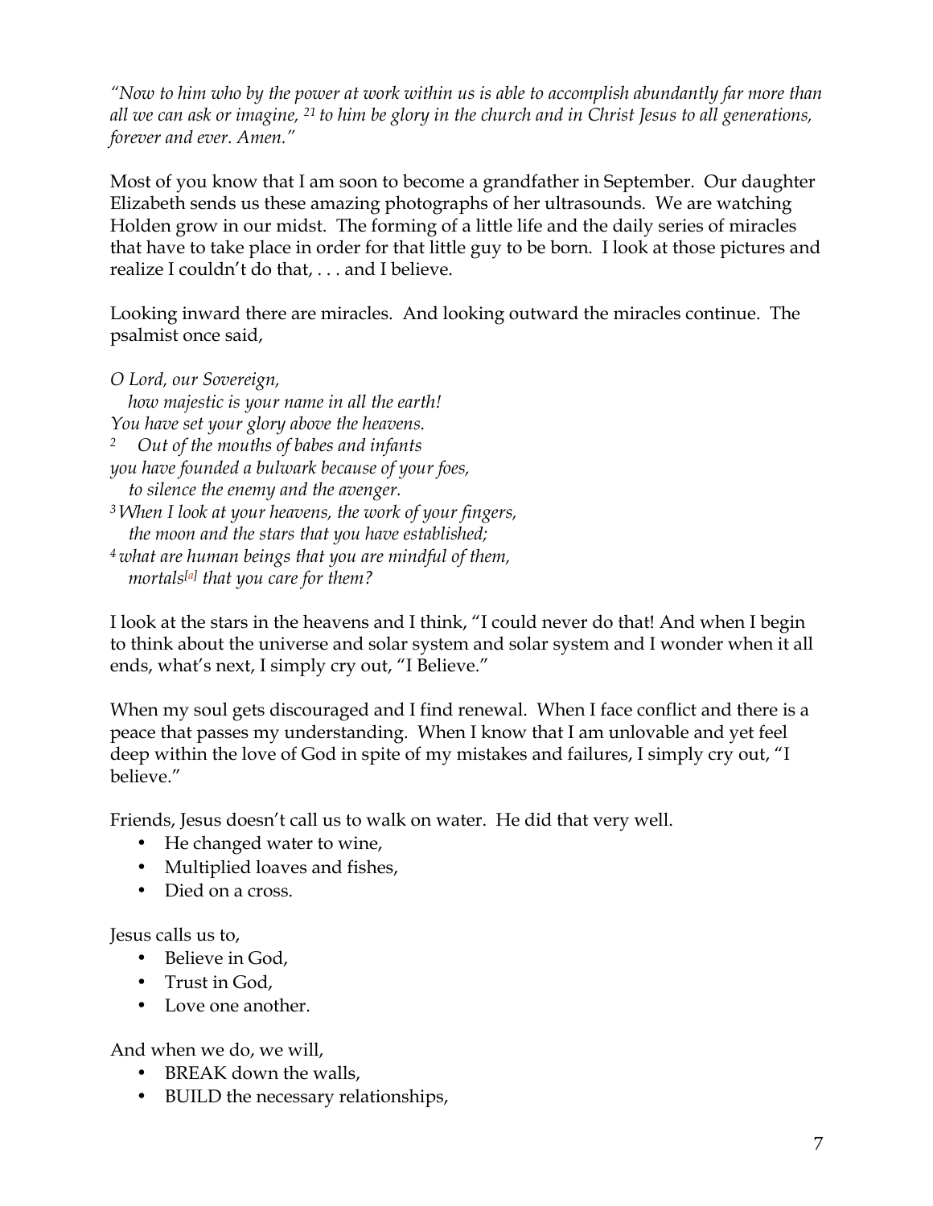*"Now to him who by the power at work within us is able to accomplish abundantly far more than all we can ask or imagine, [21] to him be glory in the church and in Christ Jesus to all generations, forever and ever. Amen."*

Most of you know that I am soon to become a grandfather in September. Our daughter Elizabeth sends us these amazing photographs of her ultrasounds. We are watching Holden grow in our midst. The forming of a little life and the daily series of miracles that have to take place in order for that little guy to be born. I look at those pictures and realize I couldn't do that, . . . and I believe.

Looking inward there are miracles. And looking outward the miracles continue. The psalmist once said,

*O Lord, our Sovereign,*
*how majestic is your name in all the earth!*
*You have set your glory above the heavens.*
*[2] Out of the mouths of babes and infants*
*you have founded a bulwark because of your foes,*
*to silence the enemy and the avenger.*
*[3] When I look at your heavens, the work of your fingers,*
*the moon and the stars that you have established;*
*[4] what are human beings that you are mindful of them,*
*mortals[a] that you care for them?*

I look at the stars in the heavens and I think, "I could never do that! And when I begin to think about the universe and solar system and solar system and I wonder when it all ends, what's next, I simply cry out, "I Believe."

When my soul gets discouraged and I find renewal. When I face conflict and there is a peace that passes my understanding. When I know that I am unlovable and yet feel deep within the love of God in spite of my mistakes and failures, I simply cry out, "I believe."

Friends, Jesus doesn't call us to walk on water. He did that very well.

- He changed water to wine,
- Multiplied loaves and fishes,
- Died on a cross.

Jesus calls us to,

- Believe in God,
- Trust in God,
- Love one another.

And when we do, we will,

- BREAK down the walls,
- BUILD the necessary relationships,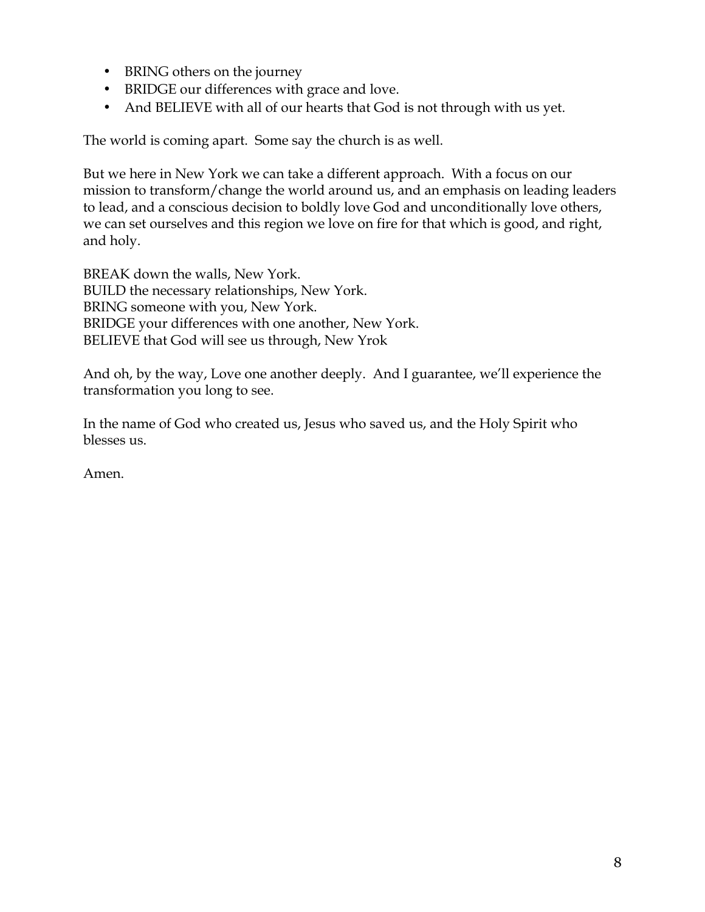- BRING others on the journey
- BRIDGE our differences with grace and love.
- And BELIEVE with all of our hearts that God is not through with us yet.

The world is coming apart. Some say the church is as well.

But we here in New York we can take a different approach. With a focus on our mission to transform/change the world around us, and an emphasis on leading leaders to lead, and a conscious decision to boldly love God and unconditionally love others, we can set ourselves and this region we love on fire for that which is good, and right, and holy.

BREAK down the walls, New York.
BUILD the necessary relationships, New York.
BRING someone with you, New York.
BRIDGE your differences with one another, New York.
BELIEVE that God will see us through, New Yrok

And oh, by the way, Love one another deeply. And I guarantee, we'll experience the transformation you long to see.

In the name of God who created us, Jesus who saved us, and the Holy Spirit who blesses us.

Amen.